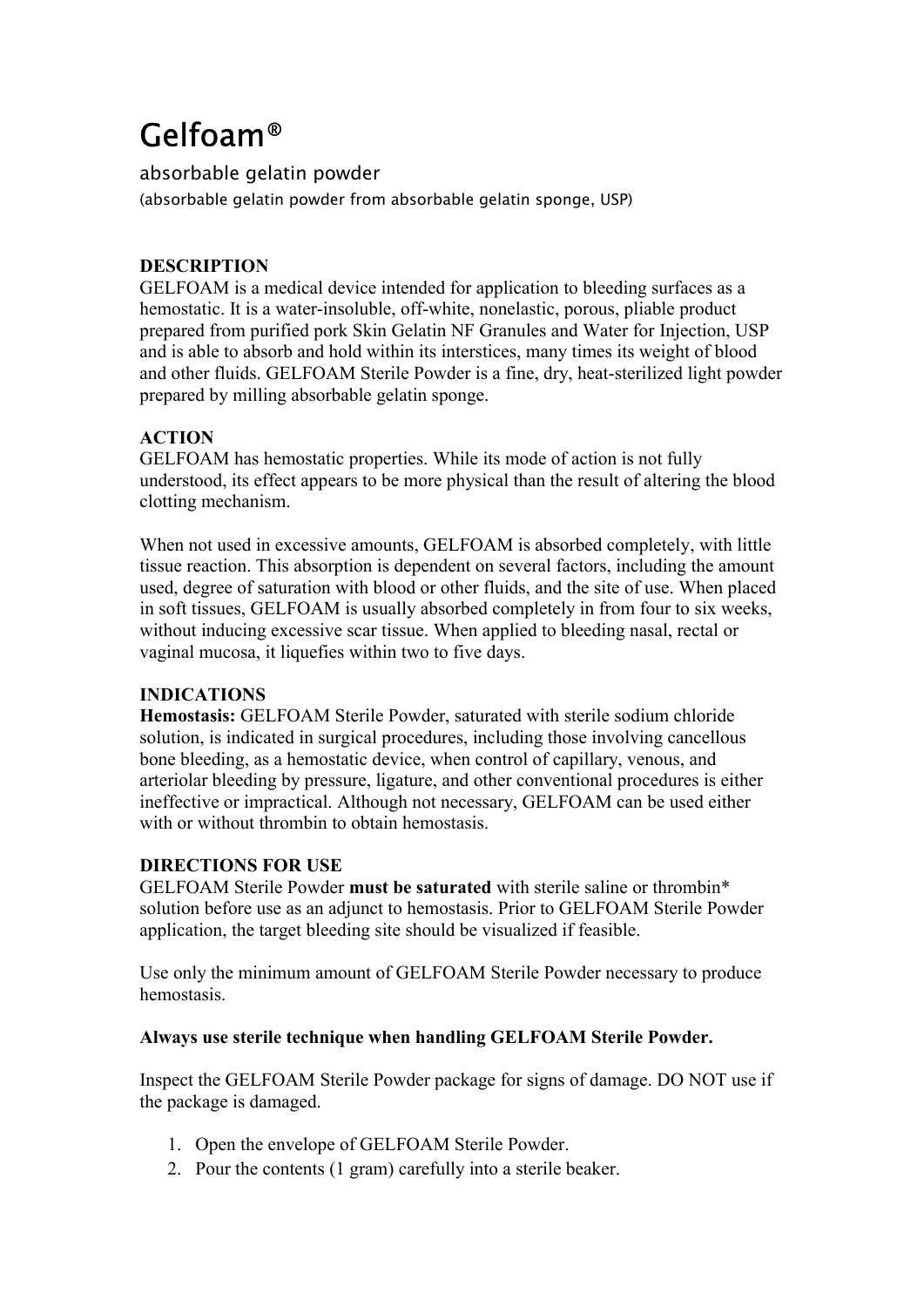# Gelfoam®

absorbable gelatin powder

(absorbable gelatin powder from absorbable gelatin sponge, USP)

**DESCRIPTION**

GELFOAM is a medical device intended for application to bleeding surfaces as a hemostatic. It is a water-insoluble, off-white, nonelastic, porous, pliable product prepared from purified pork Skin Gelatin NF Granules and Water for Injection, USP and is able to absorb and hold within its interstices, many times its weight of blood and other fluids. GELFOAM Sterile Powder is a fine, dry, heat-sterilized light powder prepared by milling absorbable gelatin sponge.

**ACTION**

GELFOAM has hemostatic properties. While its mode of action is not fully understood, its effect appears to be more physical than the result of altering the blood clotting mechanism.

When not used in excessive amounts, GELFOAM is absorbed completely, with little tissue reaction. This absorption is dependent on several factors, including the amount used, degree of saturation with blood or other fluids, and the site of use. When placed in soft tissues, GELFOAM is usually absorbed completely in from four to six weeks, without inducing excessive scar tissue. When applied to bleeding nasal, rectal or vaginal mucosa, it liquefies within two to five days.

**INDICATIONS**

**Hemostasis:** GELFOAM Sterile Powder, saturated with sterile sodium chloride solution, is indicated in surgical procedures, including those involving cancellous bone bleeding, as a hemostatic device, when control of capillary, venous, and arteriolar bleeding by pressure, ligature, and other conventional procedures is either ineffective or impractical. Although not necessary, GELFOAM can be used either with or without thrombin to obtain hemostasis.

**DIRECTIONS FOR USE**

GELFOAM Sterile Powder **must be saturated** with sterile saline or thrombin* solution before use as an adjunct to hemostasis. Prior to GELFOAM Sterile Powder application, the target bleeding site should be visualized if feasible.

Use only the minimum amount of GELFOAM Sterile Powder necessary to produce hemostasis.

**Always use sterile technique when handling GELFOAM Sterile Powder.**

Inspect the GELFOAM Sterile Powder package for signs of damage. DO NOT use if the package is damaged.

1. Open the envelope of GELFOAM Sterile Powder.
2. Pour the contents (1 gram) carefully into a sterile beaker.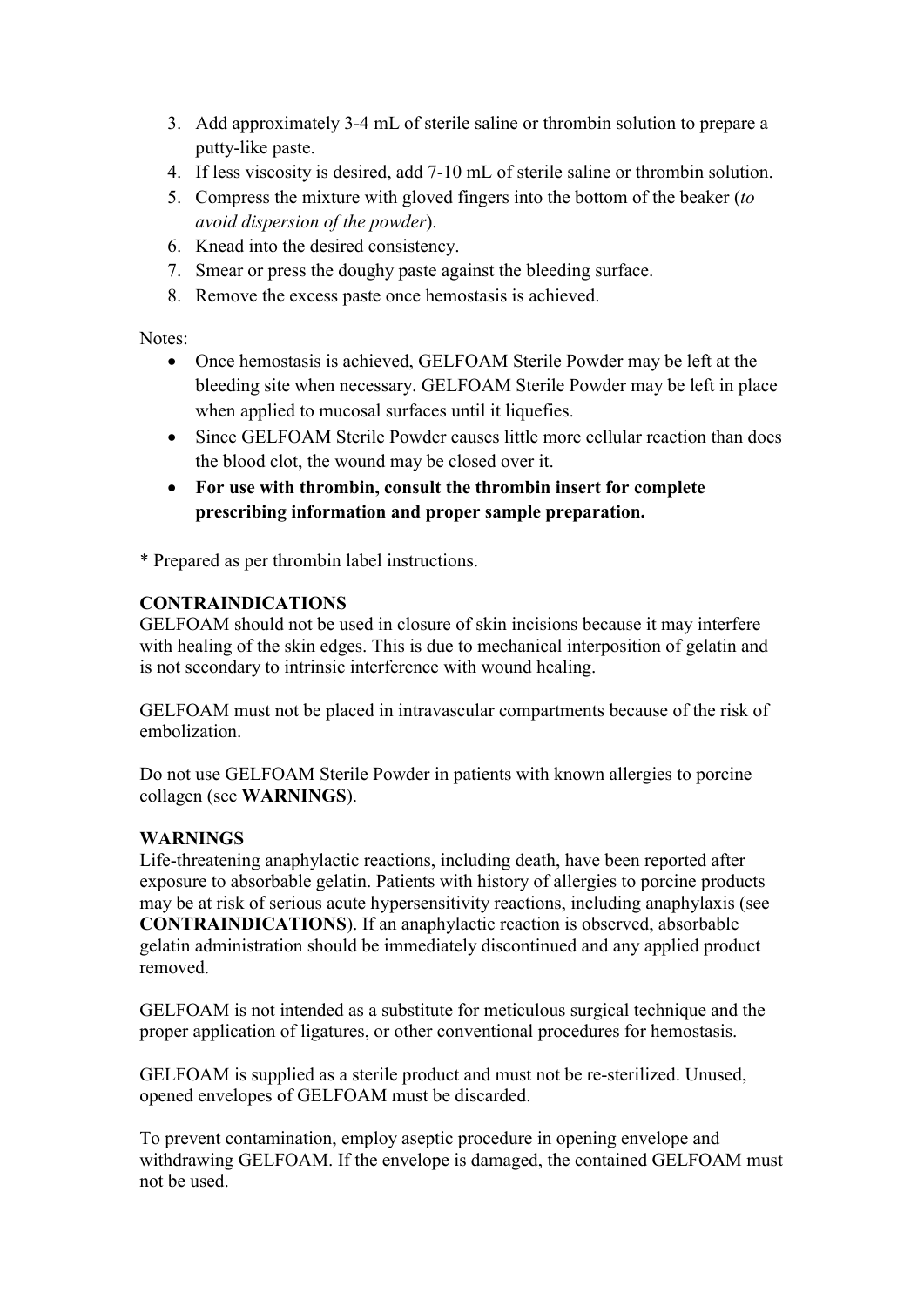3. Add approximately 3-4 mL of sterile saline or thrombin solution to prepare a putty-like paste.
4. If less viscosity is desired, add 7-10 mL of sterile saline or thrombin solution.
5. Compress the mixture with gloved fingers into the bottom of the beaker (*to avoid dispersion of the powder*).
6. Knead into the desired consistency.
7. Smear or press the doughy paste against the bleeding surface.
8. Remove the excess paste once hemostasis is achieved.

Notes:

- Once hemostasis is achieved, GELFOAM Sterile Powder may be left at the bleeding site when necessary. GELFOAM Sterile Powder may be left in place when applied to mucosal surfaces until it liquefies.
- Since GELFOAM Sterile Powder causes little more cellular reaction than does the blood clot, the wound may be closed over it.
- **For use with thrombin, consult the thrombin insert for complete prescribing information and proper sample preparation.**

* Prepared as per thrombin label instructions.

## CONTRAINDICATIONS

GELFOAM should not be used in closure of skin incisions because it may interfere with healing of the skin edges. This is due to mechanical interposition of gelatin and is not secondary to intrinsic interference with wound healing.

GELFOAM must not be placed in intravascular compartments because of the risk of embolization.

Do not use GELFOAM Sterile Powder in patients with known allergies to porcine collagen (see **WARNINGS**).

## WARNINGS

Life-threatening anaphylactic reactions, including death, have been reported after exposure to absorbable gelatin. Patients with history of allergies to porcine products may be at risk of serious acute hypersensitivity reactions, including anaphylaxis (see **CONTRAINDICATIONS**). If an anaphylactic reaction is observed, absorbable gelatin administration should be immediately discontinued and any applied product removed.

GELFOAM is not intended as a substitute for meticulous surgical technique and the proper application of ligatures, or other conventional procedures for hemostasis.

GELFOAM is supplied as a sterile product and must not be re-sterilized. Unused, opened envelopes of GELFOAM must be discarded.

To prevent contamination, employ aseptic procedure in opening envelope and withdrawing GELFOAM. If the envelope is damaged, the contained GELFOAM must not be used.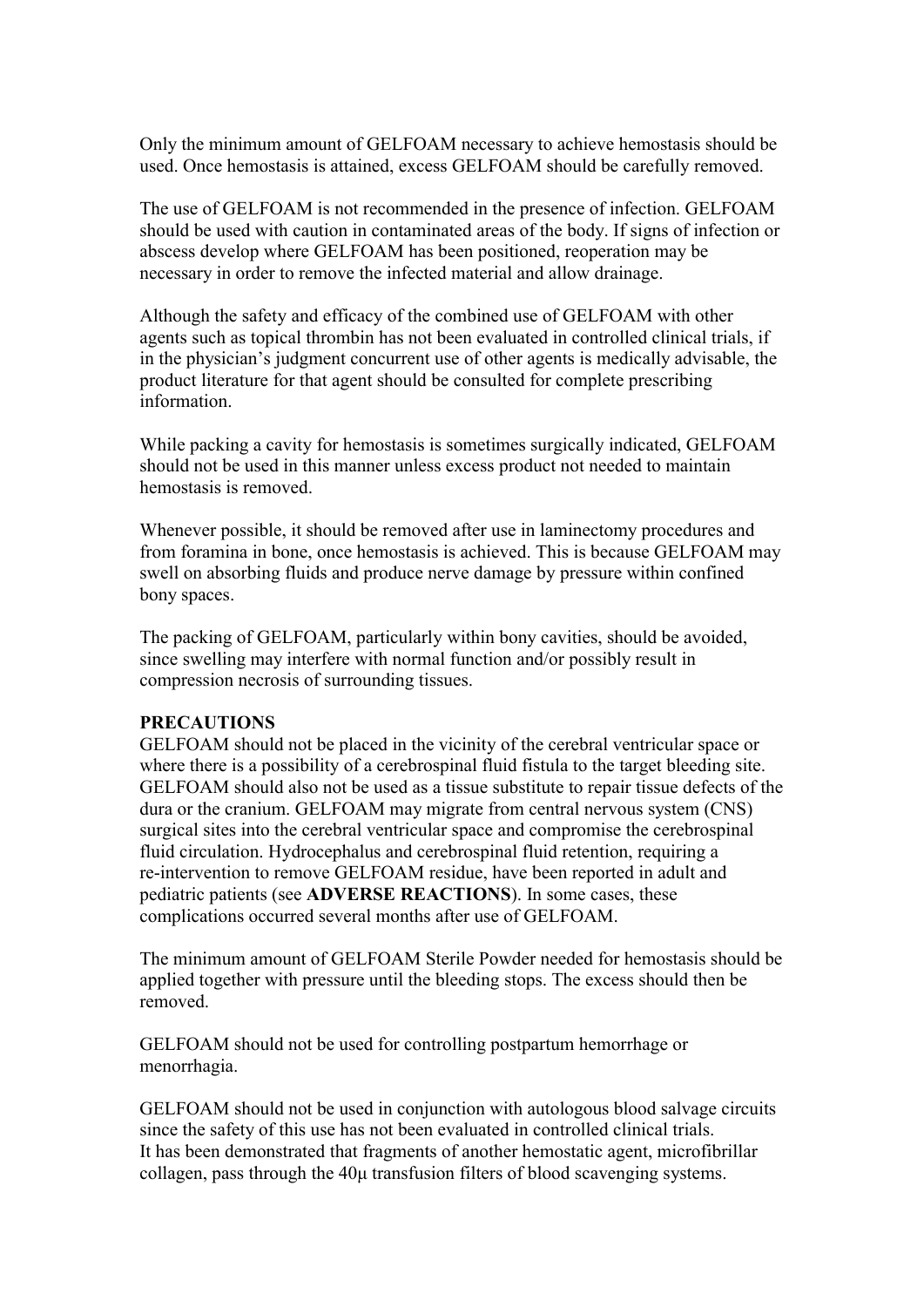Only the minimum amount of GELFOAM necessary to achieve hemostasis should be used. Once hemostasis is attained, excess GELFOAM should be carefully removed.

The use of GELFOAM is not recommended in the presence of infection. GELFOAM should be used with caution in contaminated areas of the body. If signs of infection or abscess develop where GELFOAM has been positioned, reoperation may be necessary in order to remove the infected material and allow drainage.

Although the safety and efficacy of the combined use of GELFOAM with other agents such as topical thrombin has not been evaluated in controlled clinical trials, if in the physician's judgment concurrent use of other agents is medically advisable, the product literature for that agent should be consulted for complete prescribing information.

While packing a cavity for hemostasis is sometimes surgically indicated, GELFOAM should not be used in this manner unless excess product not needed to maintain hemostasis is removed.

Whenever possible, it should be removed after use in laminectomy procedures and from foramina in bone, once hemostasis is achieved. This is because GELFOAM may swell on absorbing fluids and produce nerve damage by pressure within confined bony spaces.

The packing of GELFOAM, particularly within bony cavities, should be avoided, since swelling may interfere with normal function and/or possibly result in compression necrosis of surrounding tissues.

**PRECAUTIONS**

GELFOAM should not be placed in the vicinity of the cerebral ventricular space or where there is a possibility of a cerebrospinal fluid fistula to the target bleeding site. GELFOAM should also not be used as a tissue substitute to repair tissue defects of the dura or the cranium. GELFOAM may migrate from central nervous system (CNS) surgical sites into the cerebral ventricular space and compromise the cerebrospinal fluid circulation. Hydrocephalus and cerebrospinal fluid retention, requiring a re-intervention to remove GELFOAM residue, have been reported in adult and pediatric patients (see **ADVERSE REACTIONS**). In some cases, these complications occurred several months after use of GELFOAM.

The minimum amount of GELFOAM Sterile Powder needed for hemostasis should be applied together with pressure until the bleeding stops. The excess should then be removed.

GELFOAM should not be used for controlling postpartum hemorrhage or menorrhagia.

GELFOAM should not be used in conjunction with autologous blood salvage circuits since the safety of this use has not been evaluated in controlled clinical trials. It has been demonstrated that fragments of another hemostatic agent, microfibrillar collagen, pass through the 40μ transfusion filters of blood scavenging systems.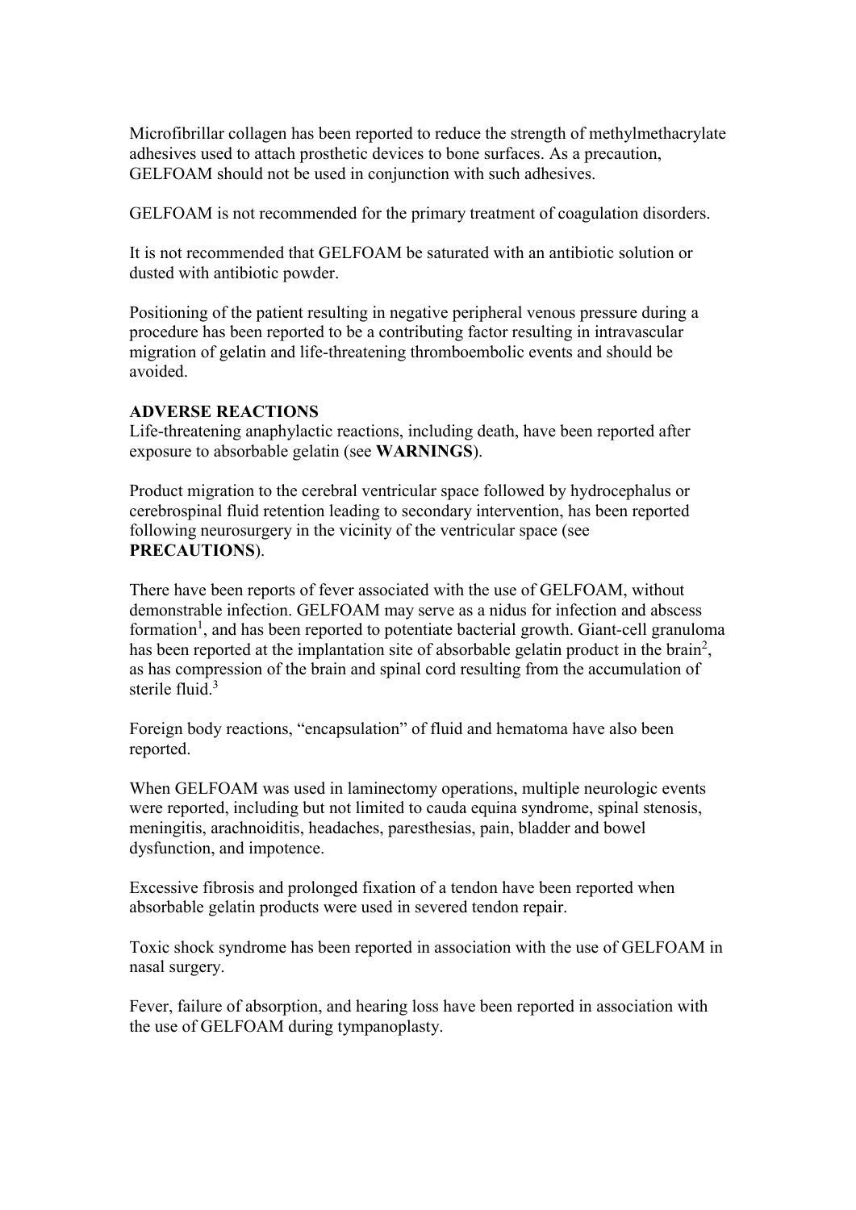Microfibrillar collagen has been reported to reduce the strength of methylmethacrylate adhesives used to attach prosthetic devices to bone surfaces. As a precaution, GELFOAM should not be used in conjunction with such adhesives.

GELFOAM is not recommended for the primary treatment of coagulation disorders.

It is not recommended that GELFOAM be saturated with an antibiotic solution or dusted with antibiotic powder.

Positioning of the patient resulting in negative peripheral venous pressure during a procedure has been reported to be a contributing factor resulting in intravascular migration of gelatin and life-threatening thromboembolic events and should be avoided.

**ADVERSE REACTIONS**

Life-threatening anaphylactic reactions, including death, have been reported after exposure to absorbable gelatin (see **WARNINGS**).

Product migration to the cerebral ventricular space followed by hydrocephalus or cerebrospinal fluid retention leading to secondary intervention, has been reported following neurosurgery in the vicinity of the ventricular space (see **PRECAUTIONS**).

There have been reports of fever associated with the use of GELFOAM, without demonstrable infection. GELFOAM may serve as a nidus for infection and abscess formation[1], and has been reported to potentiate bacterial growth. Giant-cell granuloma has been reported at the implantation site of absorbable gelatin product in the brain[2], as has compression of the brain and spinal cord resulting from the accumulation of sterile fluid.[3]

Foreign body reactions, "encapsulation" of fluid and hematoma have also been reported.

When GELFOAM was used in laminectomy operations, multiple neurologic events were reported, including but not limited to cauda equina syndrome, spinal stenosis, meningitis, arachnoiditis, headaches, paresthesias, pain, bladder and bowel dysfunction, and impotence.

Excessive fibrosis and prolonged fixation of a tendon have been reported when absorbable gelatin products were used in severed tendon repair.

Toxic shock syndrome has been reported in association with the use of GELFOAM in nasal surgery.

Fever, failure of absorption, and hearing loss have been reported in association with the use of GELFOAM during tympanoplasty.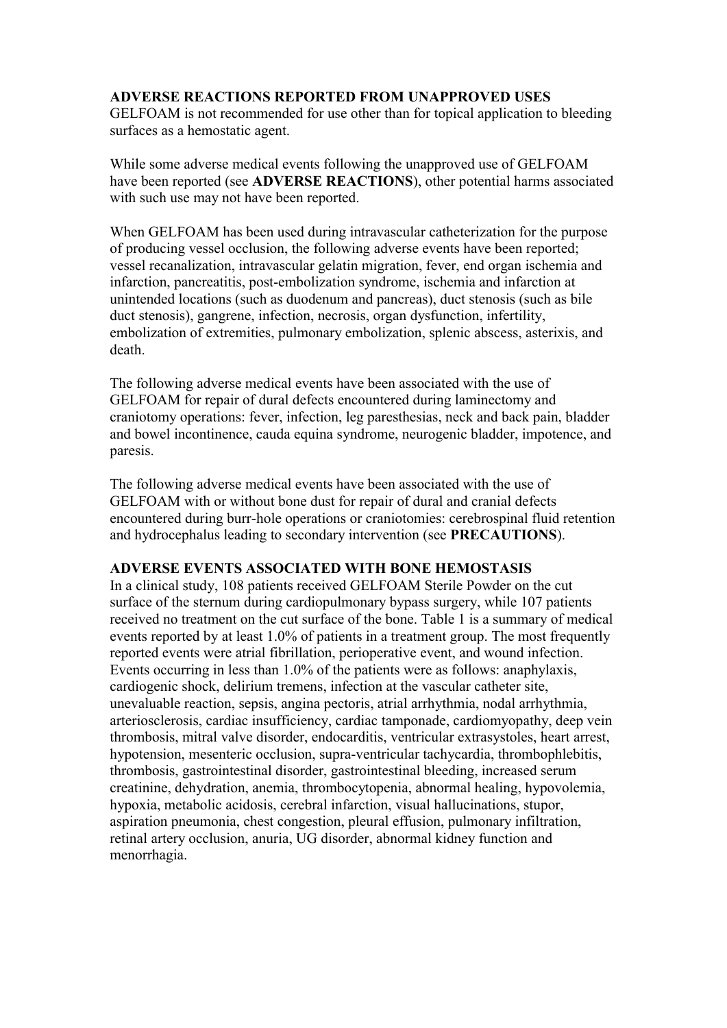**ADVERSE REACTIONS REPORTED FROM UNAPPROVED USES**

GELFOAM is not recommended for use other than for topical application to bleeding surfaces as a hemostatic agent.

While some adverse medical events following the unapproved use of GELFOAM have been reported (see **ADVERSE REACTIONS**), other potential harms associated with such use may not have been reported.

When GELFOAM has been used during intravascular catheterization for the purpose of producing vessel occlusion, the following adverse events have been reported; vessel recanalization, intravascular gelatin migration, fever, end organ ischemia and infarction, pancreatitis, post-embolization syndrome, ischemia and infarction at unintended locations (such as duodenum and pancreas), duct stenosis (such as bile duct stenosis), gangrene, infection, necrosis, organ dysfunction, infertility, embolization of extremities, pulmonary embolization, splenic abscess, asterixis, and death.

The following adverse medical events have been associated with the use of GELFOAM for repair of dural defects encountered during laminectomy and craniotomy operations: fever, infection, leg paresthesias, neck and back pain, bladder and bowel incontinence, cauda equina syndrome, neurogenic bladder, impotence, and paresis.

The following adverse medical events have been associated with the use of GELFOAM with or without bone dust for repair of dural and cranial defects encountered during burr-hole operations or craniotomies: cerebrospinal fluid retention and hydrocephalus leading to secondary intervention (see **PRECAUTIONS**).

**ADVERSE EVENTS ASSOCIATED WITH BONE HEMOSTASIS**

In a clinical study, 108 patients received GELFOAM Sterile Powder on the cut surface of the sternum during cardiopulmonary bypass surgery, while 107 patients received no treatment on the cut surface of the bone. Table 1 is a summary of medical events reported by at least 1.0% of patients in a treatment group. The most frequently reported events were atrial fibrillation, perioperative event, and wound infection. Events occurring in less than 1.0% of the patients were as follows: anaphylaxis, cardiogenic shock, delirium tremens, infection at the vascular catheter site, unevaluable reaction, sepsis, angina pectoris, atrial arrhythmia, nodal arrhythmia, arteriosclerosis, cardiac insufficiency, cardiac tamponade, cardiomyopathy, deep vein thrombosis, mitral valve disorder, endocarditis, ventricular extrasystoles, heart arrest, hypotension, mesenteric occlusion, supra-ventricular tachycardia, thrombophlebitis, thrombosis, gastrointestinal disorder, gastrointestinal bleeding, increased serum creatinine, dehydration, anemia, thrombocytopenia, abnormal healing, hypovolemia, hypoxia, metabolic acidosis, cerebral infarction, visual hallucinations, stupor, aspiration pneumonia, chest congestion, pleural effusion, pulmonary infiltration, retinal artery occlusion, anuria, UG disorder, abnormal kidney function and menorrhagia.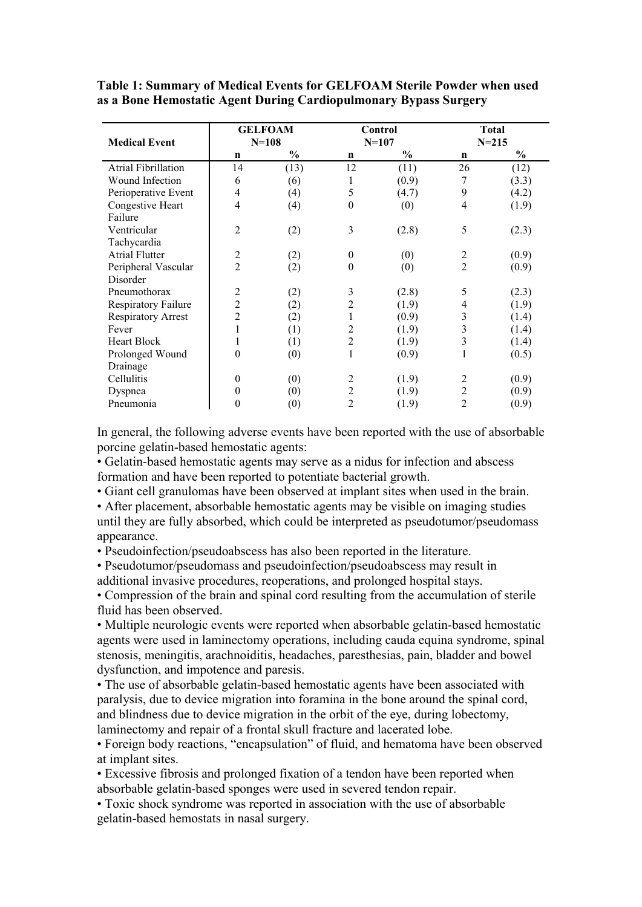**Table 1: Summary of Medical Events for GELFOAM Sterile Powder when used as a Bone Hemostatic Agent During Cardiopulmonary Bypass Surgery**

| Medical Event | GELFOAM N=108 | | Control N=107 | | Total N=215 | |
|---|---|---|---|---|---|---|
| | n | % | n | % | n | % |
| Atrial Fibrillation | 14 | (13) | 12 | (11) | 26 | (12) |
| Wound Infection | 6 | (6) | 1 | (0.9) | 7 | (3.3) |
| Perioperative Event | 4 | (4) | 5 | (4.7) | 9 | (4.2) |
| Congestive Heart Failure | 4 | (4) | 0 | (0) | 4 | (1.9) |
| Ventricular Tachycardia | 2 | (2) | 3 | (2.8) | 5 | (2.3) |
| Atrial Flutter | 2 | (2) | 0 | (0) | 2 | (0.9) |
| Peripheral Vascular Disorder | 2 | (2) | 0 | (0) | 2 | (0.9) |
| Pneumothorax | 2 | (2) | 3 | (2.8) | 5 | (2.3) |
| Respiratory Failure | 2 | (2) | 2 | (1.9) | 4 | (1.9) |
| Respiratory Arrest | 2 | (2) | 1 | (0.9) | 3 | (1.4) |
| Fever | 1 | (1) | 2 | (1.9) | 3 | (1.4) |
| Heart Block | 1 | (1) | 2 | (1.9) | 3 | (1.4) |
| Prolonged Wound Drainage | 0 | (0) | 1 | (0.9) | 1 | (0.5) |
| Cellulitis | 0 | (0) | 2 | (1.9) | 2 | (0.9) |
| Dyspnea | 0 | (0) | 2 | (1.9) | 2 | (0.9) |
| Pneumonia | 0 | (0) | 2 | (1.9) | 2 | (0.9) |

In general, the following adverse events have been reported with the use of absorbable porcine gelatin-based hemostatic agents:

- Gelatin-based hemostatic agents may serve as a nidus for infection and abscess formation and have been reported to potentiate bacterial growth.
- Giant cell granulomas have been observed at implant sites when used in the brain.
- After placement, absorbable hemostatic agents may be visible on imaging studies until they are fully absorbed, which could be interpreted as pseudotumor/pseudomass appearance.
- Pseudoinfection/pseudoabscess has also been reported in the literature.
- Pseudotumor/pseudomass and pseudoinfection/pseudoabscess may result in additional invasive procedures, reoperations, and prolonged hospital stays.
- Compression of the brain and spinal cord resulting from the accumulation of sterile fluid has been observed.
- Multiple neurologic events were reported when absorbable gelatin-based hemostatic agents were used in laminectomy operations, including cauda equina syndrome, spinal stenosis, meningitis, arachnoiditis, headaches, paresthesias, pain, bladder and bowel dysfunction, and impotence and paresis.
- The use of absorbable gelatin-based hemostatic agents have been associated with paralysis, due to device migration into foramina in the bone around the spinal cord, and blindness due to device migration in the orbit of the eye, during lobectomy, laminectomy and repair of a frontal skull fracture and lacerated lobe.
- Foreign body reactions, "encapsulation" of fluid, and hematoma have been observed at implant sites.
- Excessive fibrosis and prolonged fixation of a tendon have been reported when absorbable gelatin-based sponges were used in severed tendon repair.
- Toxic shock syndrome was reported in association with the use of absorbable gelatin-based hemostats in nasal surgery.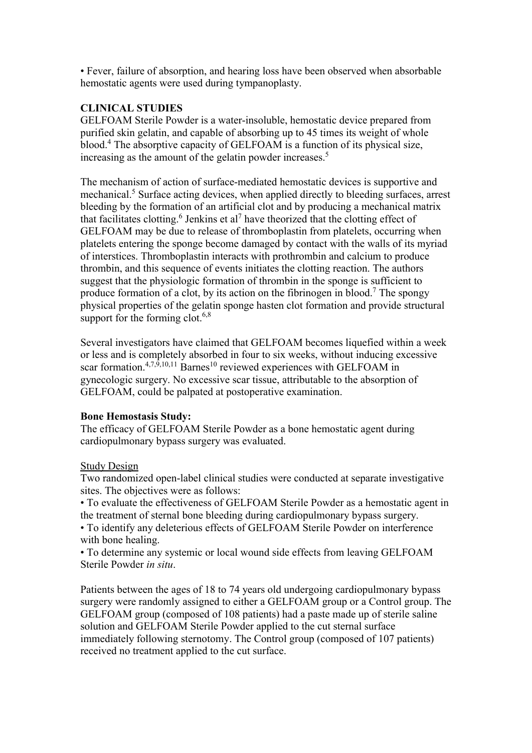• Fever, failure of absorption, and hearing loss have been observed when absorbable hemostatic agents were used during tympanoplasty.

## CLINICAL STUDIES

GELFOAM Sterile Powder is a water-insoluble, hemostatic device prepared from purified skin gelatin, and capable of absorbing up to 45 times its weight of whole blood.[4] The absorptive capacity of GELFOAM is a function of its physical size, increasing as the amount of the gelatin powder increases.[5]

The mechanism of action of surface-mediated hemostatic devices is supportive and mechanical.[5] Surface acting devices, when applied directly to bleeding surfaces, arrest bleeding by the formation of an artificial clot and by producing a mechanical matrix that facilitates clotting.[6] Jenkins et al[7] have theorized that the clotting effect of GELFOAM may be due to release of thromboplastin from platelets, occurring when platelets entering the sponge become damaged by contact with the walls of its myriad of interstices. Thromboplastin interacts with prothrombin and calcium to produce thrombin, and this sequence of events initiates the clotting reaction. The authors suggest that the physiologic formation of thrombin in the sponge is sufficient to produce formation of a clot, by its action on the fibrinogen in blood.[7] The spongy physical properties of the gelatin sponge hasten clot formation and provide structural support for the forming clot.[6,8]

Several investigators have claimed that GELFOAM becomes liquefied within a week or less and is completely absorbed in four to six weeks, without inducing excessive scar formation.[4,7,9,10,11] Barnes[10] reviewed experiences with GELFOAM in gynecologic surgery. No excessive scar tissue, attributable to the absorption of GELFOAM, could be palpated at postoperative examination.

**Bone Hemostasis Study:**

The efficacy of GELFOAM Sterile Powder as a bone hemostatic agent during cardiopulmonary bypass surgery was evaluated.

Study Design

Two randomized open-label clinical studies were conducted at separate investigative sites. The objectives were as follows:

• To evaluate the effectiveness of GELFOAM Sterile Powder as a hemostatic agent in the treatment of sternal bone bleeding during cardiopulmonary bypass surgery.
• To identify any deleterious effects of GELFOAM Sterile Powder on interference with bone healing.
• To determine any systemic or local wound side effects from leaving GELFOAM Sterile Powder *in situ*.

Patients between the ages of 18 to 74 years old undergoing cardiopulmonary bypass surgery were randomly assigned to either a GELFOAM group or a Control group. The GELFOAM group (composed of 108 patients) had a paste made up of sterile saline solution and GELFOAM Sterile Powder applied to the cut sternal surface immediately following sternotomy. The Control group (composed of 107 patients) received no treatment applied to the cut surface.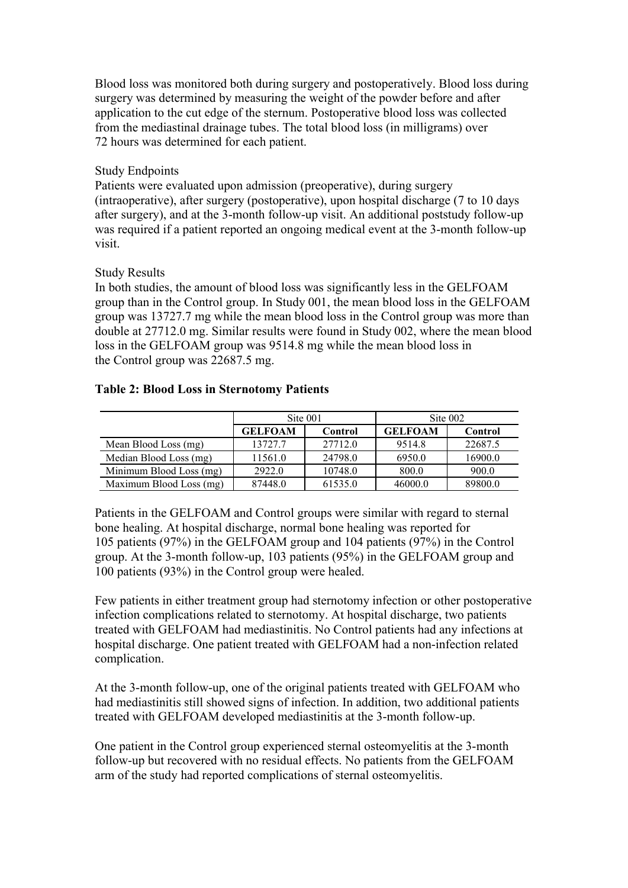Blood loss was monitored both during surgery and postoperatively. Blood loss during surgery was determined by measuring the weight of the powder before and after application to the cut edge of the sternum. Postoperative blood loss was collected from the mediastinal drainage tubes. The total blood loss (in milligrams) over 72 hours was determined for each patient.

Study Endpoints

Patients were evaluated upon admission (preoperative), during surgery (intraoperative), after surgery (postoperative), upon hospital discharge (7 to 10 days after surgery), and at the 3-month follow-up visit. An additional poststudy follow-up was required if a patient reported an ongoing medical event at the 3-month follow-up visit.

Study Results

In both studies, the amount of blood loss was significantly less in the GELFOAM group than in the Control group. In Study 001, the mean blood loss in the GELFOAM group was 13727.7 mg while the mean blood loss in the Control group was more than double at 27712.0 mg. Similar results were found in Study 002, where the mean blood loss in the GELFOAM group was 9514.8 mg while the mean blood loss in the Control group was 22687.5 mg.

**Table 2: Blood Loss in Sternotomy Patients**

| | Site 001 | | Site 002 | |
|---|---|---|---|---|
| | **GELFOAM** | **Control** | **GELFOAM** | **Control** |
| Mean Blood Loss (mg) | 13727.7 | 27712.0 | 9514.8 | 22687.5 |
| Median Blood Loss (mg) | 11561.0 | 24798.0 | 6950.0 | 16900.0 |
| Minimum Blood Loss (mg) | 2922.0 | 10748.0 | 800.0 | 900.0 |
| Maximum Blood Loss (mg) | 87448.0 | 61535.0 | 46000.0 | 89800.0 |

Patients in the GELFOAM and Control groups were similar with regard to sternal bone healing. At hospital discharge, normal bone healing was reported for 105 patients (97%) in the GELFOAM group and 104 patients (97%) in the Control group. At the 3-month follow-up, 103 patients (95%) in the GELFOAM group and 100 patients (93%) in the Control group were healed.

Few patients in either treatment group had sternotomy infection or other postoperative infection complications related to sternotomy. At hospital discharge, two patients treated with GELFOAM had mediastinitis. No Control patients had any infections at hospital discharge. One patient treated with GELFOAM had a non-infection related complication.

At the 3-month follow-up, one of the original patients treated with GELFOAM who had mediastinitis still showed signs of infection. In addition, two additional patients treated with GELFOAM developed mediastinitis at the 3-month follow-up.

One patient in the Control group experienced sternal osteomyelitis at the 3-month follow-up but recovered with no residual effects. No patients from the GELFOAM arm of the study had reported complications of sternal osteomyelitis.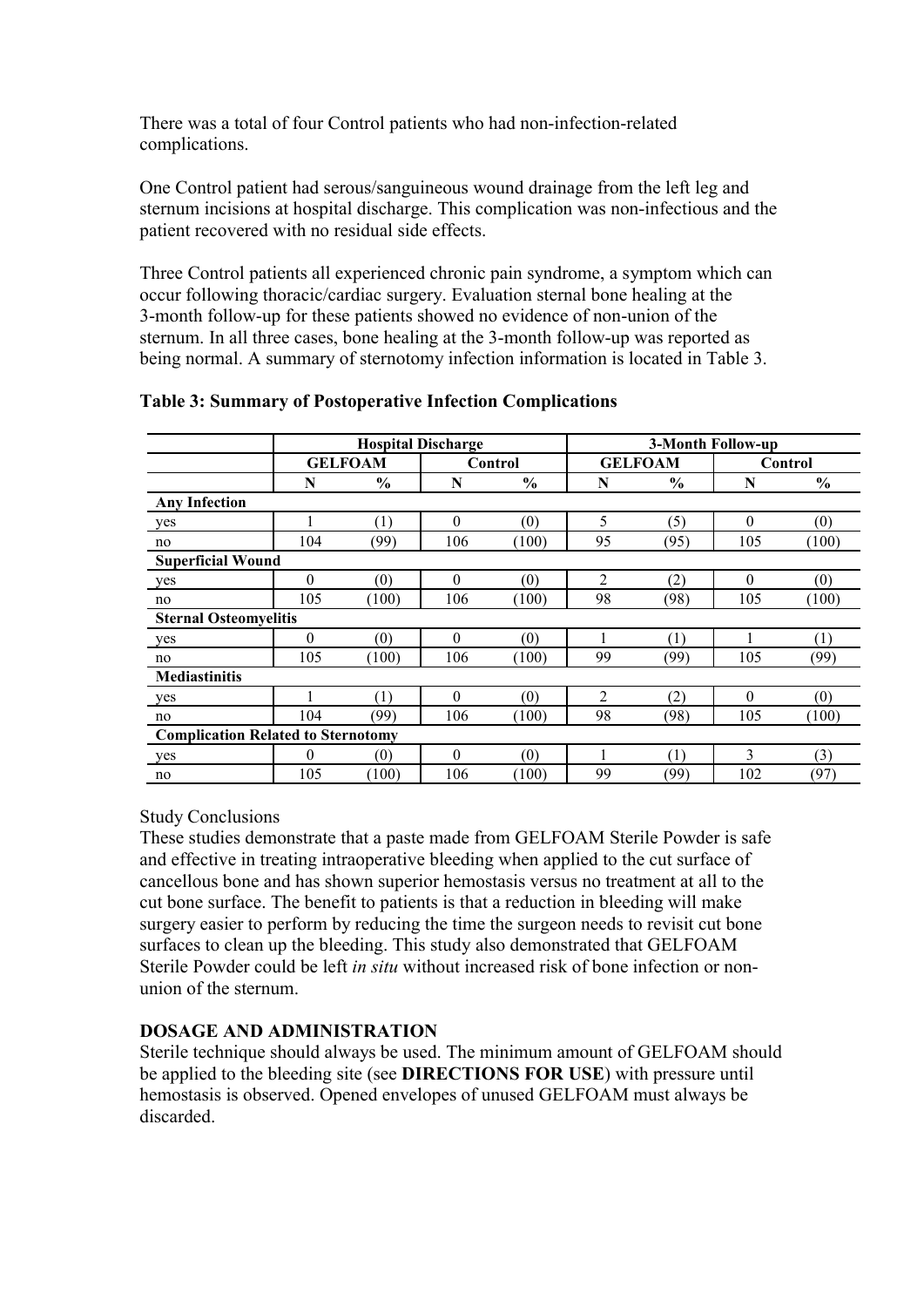There was a total of four Control patients who had non-infection-related complications.

One Control patient had serous/sanguineous wound drainage from the left leg and sternum incisions at hospital discharge. This complication was non-infectious and the patient recovered with no residual side effects.

Three Control patients all experienced chronic pain syndrome, a symptom which can occur following thoracic/cardiac surgery. Evaluation sternal bone healing at the 3-month follow-up for these patients showed no evidence of non-union of the sternum. In all three cases, bone healing at the 3-month follow-up was reported as being normal. A summary of sternotomy infection information is located in Table 3.

**Table 3: Summary of Postoperative Infection Complications**

| | Hospital Discharge | | | | 3-Month Follow-up | | | |
|---|---|---|---|---|---|---|---|---|
| | GELFOAM | | Control | | GELFOAM | | Control | |
| | N | % | N | % | N | % | N | % |
| **Any Infection** | | | | | | | | |
| yes | 1 | (1) | 0 | (0) | 5 | (5) | 0 | (0) |
| no | 104 | (99) | 106 | (100) | 95 | (95) | 105 | (100) |
| **Superficial Wound** | | | | | | | | |
| yes | 0 | (0) | 0 | (0) | 2 | (2) | 0 | (0) |
| no | 105 | (100) | 106 | (100) | 98 | (98) | 105 | (100) |
| **Sternal Osteomyelitis** | | | | | | | | |
| yes | 0 | (0) | 0 | (0) | 1 | (1) | 1 | (1) |
| no | 105 | (100) | 106 | (100) | 99 | (99) | 105 | (99) |
| **Mediastinitis** | | | | | | | | |
| yes | 1 | (1) | 0 | (0) | 2 | (2) | 0 | (0) |
| no | 104 | (99) | 106 | (100) | 98 | (98) | 105 | (100) |
| **Complication Related to Sternotomy** | | | | | | | | |
| yes | 0 | (0) | 0 | (0) | 1 | (1) | 3 | (3) |
| no | 105 | (100) | 106 | (100) | 99 | (99) | 102 | (97) |

Study Conclusions

These studies demonstrate that a paste made from GELFOAM Sterile Powder is safe and effective in treating intraoperative bleeding when applied to the cut surface of cancellous bone and has shown superior hemostasis versus no treatment at all to the cut bone surface. The benefit to patients is that a reduction in bleeding will make surgery easier to perform by reducing the time the surgeon needs to revisit cut bone surfaces to clean up the bleeding. This study also demonstrated that GELFOAM Sterile Powder could be left *in situ* without increased risk of bone infection or non-union of the sternum.

## DOSAGE AND ADMINISTRATION

Sterile technique should always be used. The minimum amount of GELFOAM should be applied to the bleeding site (see **DIRECTIONS FOR USE**) with pressure until hemostasis is observed. Opened envelopes of unused GELFOAM must always be discarded.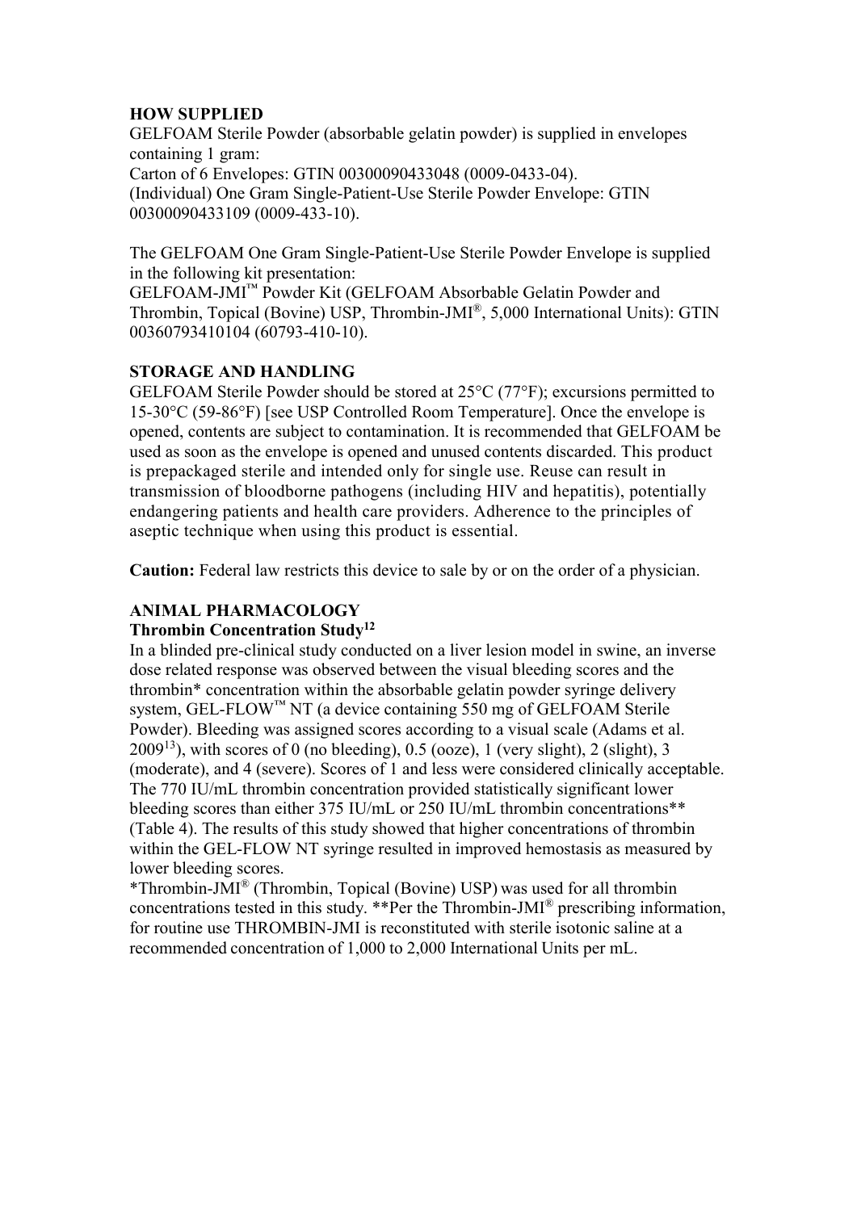**HOW SUPPLIED**

GELFOAM Sterile Powder (absorbable gelatin powder) is supplied in envelopes containing 1 gram:
Carton of 6 Envelopes: GTIN 00300090433048 (0009-0433-04).
(Individual) One Gram Single-Patient-Use Sterile Powder Envelope: GTIN 00300090433109 (0009-433-10).

The GELFOAM One Gram Single-Patient-Use Sterile Powder Envelope is supplied in the following kit presentation:
GELFOAM-JMI™ Powder Kit (GELFOAM Absorbable Gelatin Powder and Thrombin, Topical (Bovine) USP, Thrombin-JMI®, 5,000 International Units): GTIN 00360793410104 (60793-410-10).

**STORAGE AND HANDLING**

GELFOAM Sterile Powder should be stored at 25°C (77°F); excursions permitted to 15-30°C (59-86°F) [see USP Controlled Room Temperature]. Once the envelope is opened, contents are subject to contamination. It is recommended that GELFOAM be used as soon as the envelope is opened and unused contents discarded. This product is prepackaged sterile and intended only for single use. Reuse can result in transmission of bloodborne pathogens (including HIV and hepatitis), potentially endangering patients and health care providers. Adherence to the principles of aseptic technique when using this product is essential.

**Caution:** Federal law restricts this device to sale by or on the order of a physician.

**ANIMAL PHARMACOLOGY**

**Thrombin Concentration Study[12]**

In a blinded pre-clinical study conducted on a liver lesion model in swine, an inverse dose related response was observed between the visual bleeding scores and the thrombin* concentration within the absorbable gelatin powder syringe delivery system, GEL-FLOW™ NT (a device containing 550 mg of GELFOAM Sterile Powder). Bleeding was assigned scores according to a visual scale (Adams et al. 2009[13]), with scores of 0 (no bleeding), 0.5 (ooze), 1 (very slight), 2 (slight), 3 (moderate), and 4 (severe). Scores of 1 and less were considered clinically acceptable. The 770 IU/mL thrombin concentration provided statistically significant lower bleeding scores than either 375 IU/mL or 250 IU/mL thrombin concentrations** (Table 4). The results of this study showed that higher concentrations of thrombin within the GEL-FLOW NT syringe resulted in improved hemostasis as measured by lower bleeding scores.

*Thrombin-JMI® (Thrombin, Topical (Bovine) USP) was used for all thrombin concentrations tested in this study. **Per the Thrombin-JMI® prescribing information, for routine use THROMBIN-JMI is reconstituted with sterile isotonic saline at a recommended concentration of 1,000 to 2,000 International Units per mL.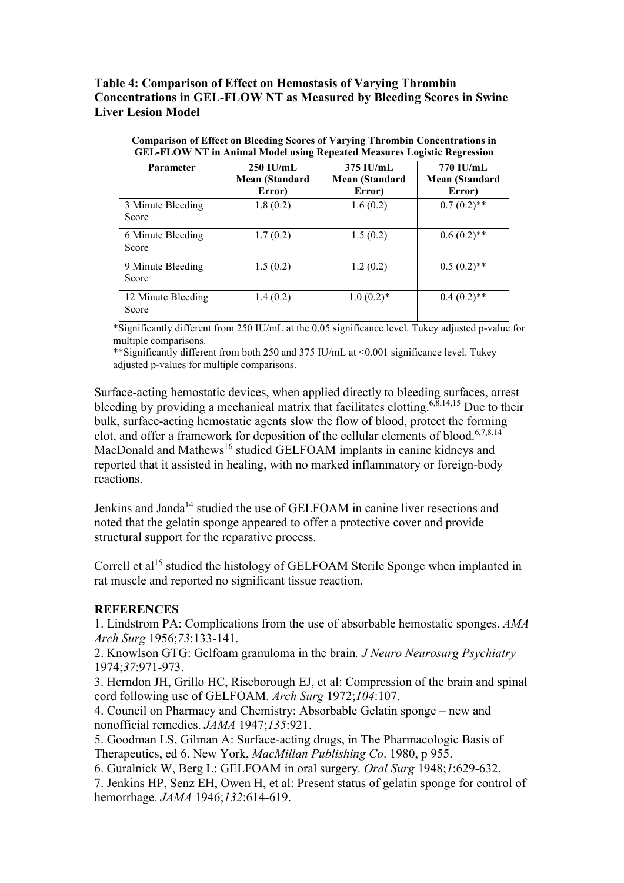**Table 4: Comparison of Effect on Hemostasis of Varying Thrombin Concentrations in GEL-FLOW NT as Measured by Bleeding Scores in Swine Liver Lesion Model**

| Comparison of Effect on Bleeding Scores of Varying Thrombin Concentrations in GEL-FLOW NT in Animal Model using Repeated Measures Logistic Regression | | | |
|---|---|---|---|
| **Parameter** | **250 IU/mL Mean (Standard Error)** | **375 IU/mL Mean (Standard Error)** | **770 IU/mL Mean (Standard Error)** |
| 3 Minute Bleeding Score | 1.8 (0.2) | 1.6 (0.2) | 0.7 (0.2)** |
| 6 Minute Bleeding Score | 1.7 (0.2) | 1.5 (0.2) | 0.6 (0.2)** |
| 9 Minute Bleeding Score | 1.5 (0.2) | 1.2 (0.2) | 0.5 (0.2)** |
| 12 Minute Bleeding Score | 1.4 (0.2) | 1.0 (0.2)* | 0.4 (0.2)** |

*Significantly different from 250 IU/mL at the 0.05 significance level. Tukey adjusted p-value for multiple comparisons.

**Significantly different from both 250 and 375 IU/mL at <0.001 significance level. Tukey adjusted p-values for multiple comparisons.

Surface-acting hemostatic devices, when applied directly to bleeding surfaces, arrest bleeding by providing a mechanical matrix that facilitates clotting.[6,8,14,15] Due to their bulk, surface-acting hemostatic agents slow the flow of blood, protect the forming clot, and offer a framework for deposition of the cellular elements of blood.[6,7,8,14] MacDonald and Mathews[16] studied GELFOAM implants in canine kidneys and reported that it assisted in healing, with no marked inflammatory or foreign-body reactions.

Jenkins and Janda[14] studied the use of GELFOAM in canine liver resections and noted that the gelatin sponge appeared to offer a protective cover and provide structural support for the reparative process.

Correll et al[15] studied the histology of GELFOAM Sterile Sponge when implanted in rat muscle and reported no significant tissue reaction.

**REFERENCES**

1. Lindstrom PA: Complications from the use of absorbable hemostatic sponges. *AMA Arch Surg* 1956;*73*:133-141.
2. Knowlson GTG: Gelfoam granuloma in the brain*. J Neuro Neurosurg Psychiatry* 1974;*37*:971-973.
3. Herndon JH, Grillo HC, Riseborough EJ, et al: Compression of the brain and spinal cord following use of GELFOAM. *Arch Surg* 1972;*104*:107.
4. Council on Pharmacy and Chemistry: Absorbable Gelatin sponge – new and nonofficial remedies. *JAMA* 1947;*135*:921.
5. Goodman LS, Gilman A: Surface-acting drugs, in The Pharmacologic Basis of Therapeutics, ed 6. New York, *MacMillan Publishing Co*. 1980, p 955.
6. Guralnick W, Berg L: GELFOAM in oral surgery. *Oral Surg* 1948;*1*:629-632.
7. Jenkins HP, Senz EH, Owen H, et al: Present status of gelatin sponge for control of hemorrhage*. JAMA* 1946;*132*:614-619.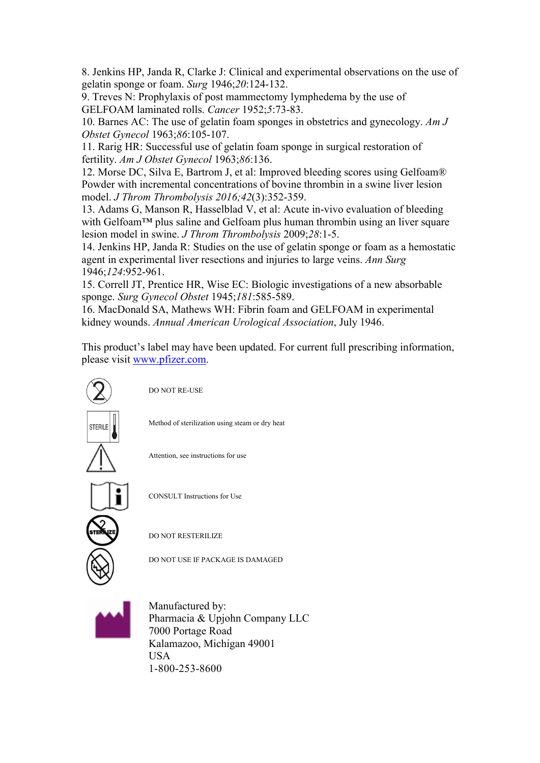8. Jenkins HP, Janda R, Clarke J: Clinical and experimental observations on the use of gelatin sponge or foam. *Surg* 1946;*20*:124-132.
9. Treves N: Prophylaxis of post mammectomy lymphedema by the use of GELFOAM laminated rolls. *Cancer* 1952;*5*:73-83.
10. Barnes AC: The use of gelatin foam sponges in obstetrics and gynecology. *Am J Obstet Gynecol* 1963;*86*:105-107.
11. Rarig HR: Successful use of gelatin foam sponge in surgical restoration of fertility. *Am J Obstet Gynecol* 1963;*86*:136.
12. Morse DC, Silva E, Bartrom J, et al: Improved bleeding scores using Gelfoam® Powder with incremental concentrations of bovine thrombin in a swine liver lesion model. *J Throm Thrombolysis 2016;42*(3):352-359.
13. Adams G, Manson R, Hasselblad V, et al: Acute in-vivo evaluation of bleeding with Gelfoam™ plus saline and Gelfoam plus human thrombin using an liver square lesion model in swine. *J Throm Thrombolysis* 2009;*28*:1-5.
14. Jenkins HP, Janda R: Studies on the use of gelatin sponge or foam as a hemostatic agent in experimental liver resections and injuries to large veins. *Ann Surg* 1946;*124*:952-961.
15. Correll JT, Prentice HR, Wise EC: Biologic investigations of a new absorbable sponge. *Surg Gynecol Obstet* 1945;*181*:585-589.
16. MacDonald SA, Mathews WH: Fibrin foam and GELFOAM in experimental kidney wounds. *Annual American Urological Association*, July 1946.

This product's label may have been updated. For current full prescribing information, please visit www.pfizer.com.

DO NOT RE-USE

Method of sterilization using steam or dry heat

Attention, see instructions for use

CONSULT Instructions for Use

DO NOT RESTERILIZE

DO NOT USE IF PACKAGE IS DAMAGED

Manufactured by:
Pharmacia & Upjohn Company LLC
7000 Portage Road
Kalamazoo, Michigan 49001
USA
1-800-253-8600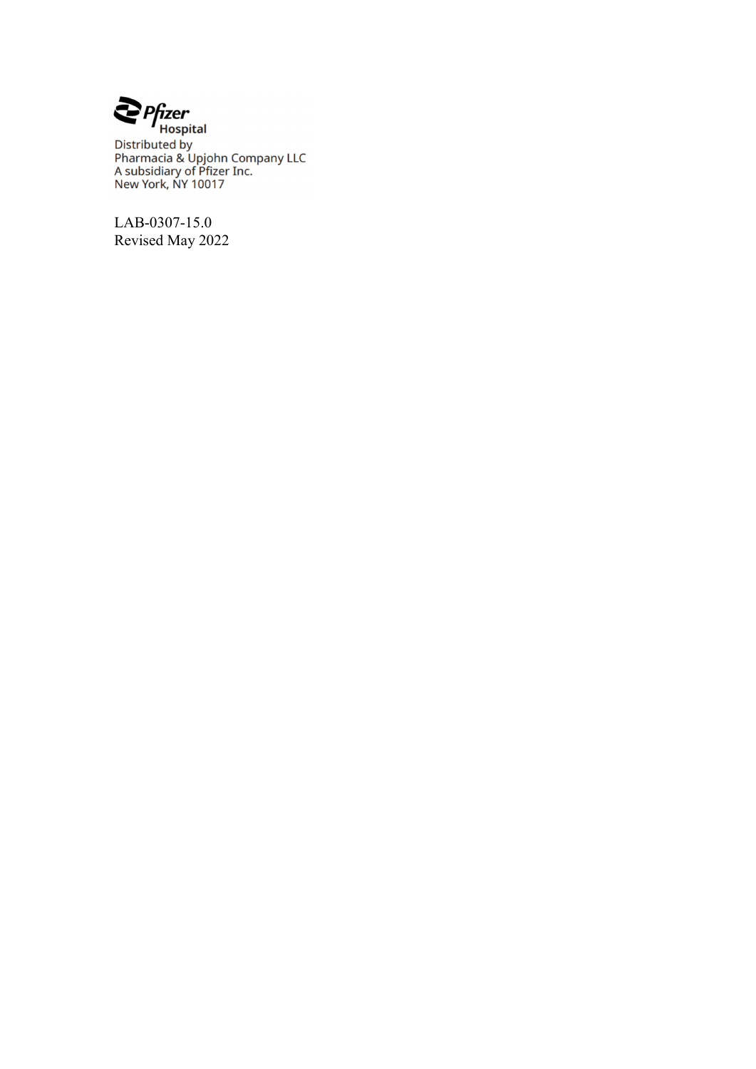Pfizer Hospital

Distributed by
Pharmacia & Upjohn Company LLC
A subsidiary of Pfizer Inc.
New York, NY 10017

LAB-0307-15.0
Revised May 2022